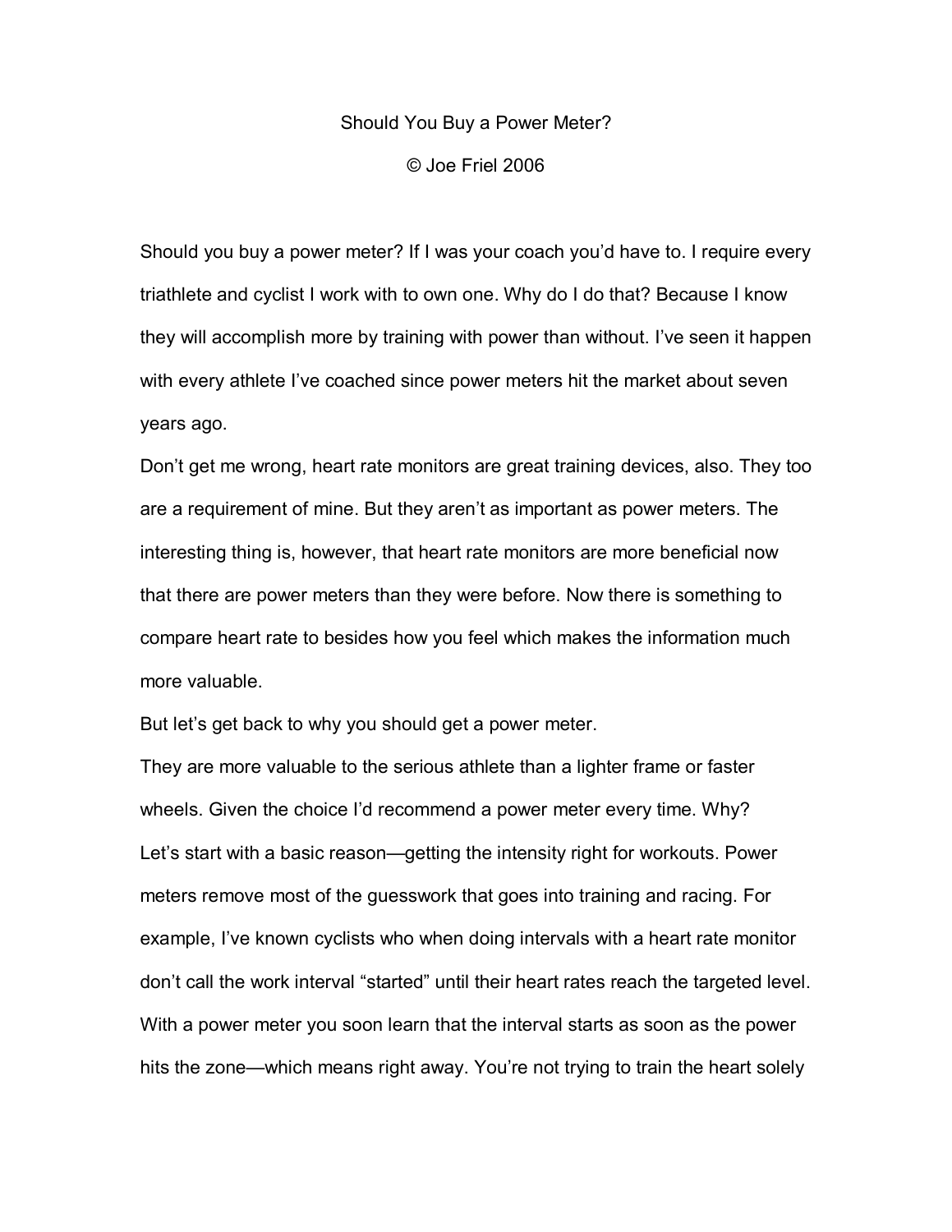# Should You Buy a Power Meter?

© Joe Friel 2006

Should you buy a power meter? If I was your coach you'd have to. I require every triathlete and cyclist I work with to own one. Why do I do that? Because I know they will accomplish more by training with power than without. I've seen it happen with every athlete I've coached since power meters hit the market about seven years ago.

Don't get me wrong, heart rate monitors are great training devices, also. They too are a requirement of mine. But they aren't as important as power meters. The interesting thing is, however, that heart rate monitors are more beneficial now that there are power meters than they were before. Now there is something to compare heart rate to besides how you feel which makes the information much more valuable.

But let's get back to why you should get a power meter.

They are more valuable to the serious athlete than a lighter frame or faster wheels. Given the choice I'd recommend a power meter every time. Why?

Let's start with a basic reason—getting the intensity right for workouts. Power meters remove most of the guesswork that goes into training and racing. For example, I've known cyclists who when doing intervals with a heart rate monitor don't call the work interval "started" until their heart rates reach the targeted level. With a power meter you soon learn that the interval starts as soon as the power hits the zone—which means right away. You're not trying to train the heart solely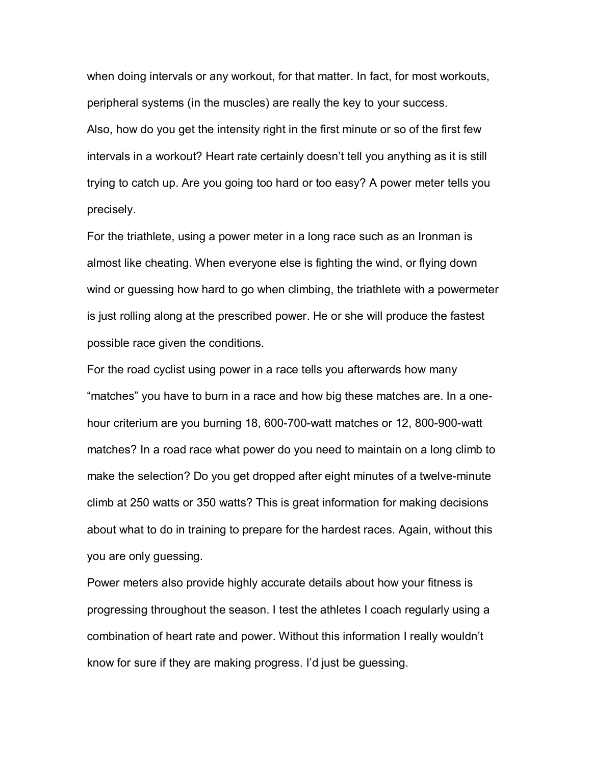when doing intervals or any workout, for that matter. In fact, for most workouts, peripheral systems (in the muscles) are really the key to your success.

Also, how do you get the intensity right in the first minute or so of the first few intervals in a workout? Heart rate certainly doesn't tell you anything as it is still trying to catch up. Are you going too hard or too easy? A power meter tells you precisely.

For the triathlete, using a power meter in a long race such as an Ironman is almost like cheating. When everyone else is fighting the wind, or flying down wind or guessing how hard to go when climbing, the triathlete with a powermeter is just rolling along at the prescribed power. He or she will produce the fastest possible race given the conditions.

For the road cyclist using power in a race tells you afterwards how many "matches" you have to burn in a race and how big these matches are. In a one-hour criterium are you burning 18, 600-700-watt matches or 12, 800-900-watt matches? In a road race what power do you need to maintain on a long climb to make the selection? Do you get dropped after eight minutes of a twelve-minute climb at 250 watts or 350 watts? This is great information for making decisions about what to do in training to prepare for the hardest races. Again, without this you are only guessing.

Power meters also provide highly accurate details about how your fitness is progressing throughout the season. I test the athletes I coach regularly using a combination of heart rate and power. Without this information I really wouldn't know for sure if they are making progress. I'd just be guessing.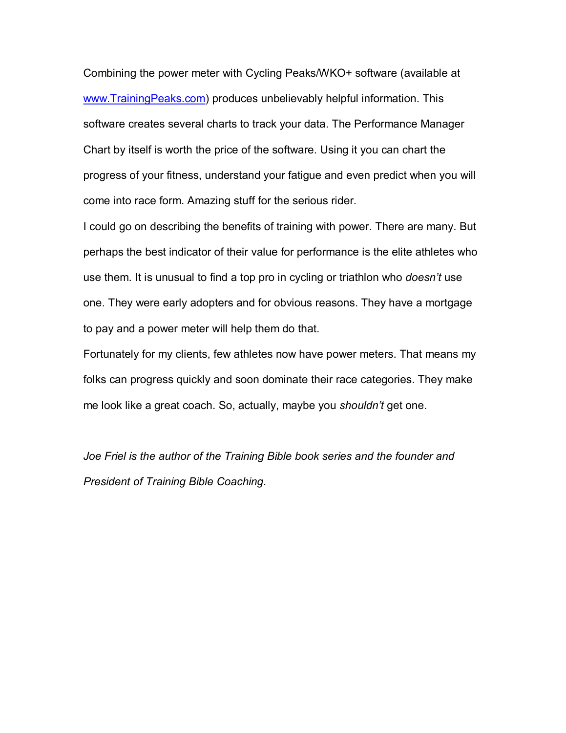Combining the power meter with Cycling Peaks/WKO+ software (available at [www.TrainingPeaks.com](http://www.TrainingPeaks.com)) produces unbelievably helpful information. This software creates several charts to track your data. The Performance Manager Chart by itself is worth the price of the software. Using it you can chart the progress of your fitness, understand your fatigue and even predict when you will come into race form. Amazing stuff for the serious rider.

I could go on describing the benefits of training with power. There are many. But perhaps the best indicator of their value for performance is the elite athletes who use them. It is unusual to find a top pro in cycling or triathlon who *doesn't* use one. They were early adopters and for obvious reasons. They have a mortgage to pay and a power meter will help them do that.

Fortunately for my clients, few athletes now have power meters. That means my folks can progress quickly and soon dominate their race categories. They make me look like a great coach. So, actually, maybe you *shouldn't* get one.

*Joe Friel is the author of the Training Bible book series and the founder and President of Training Bible Coaching.*